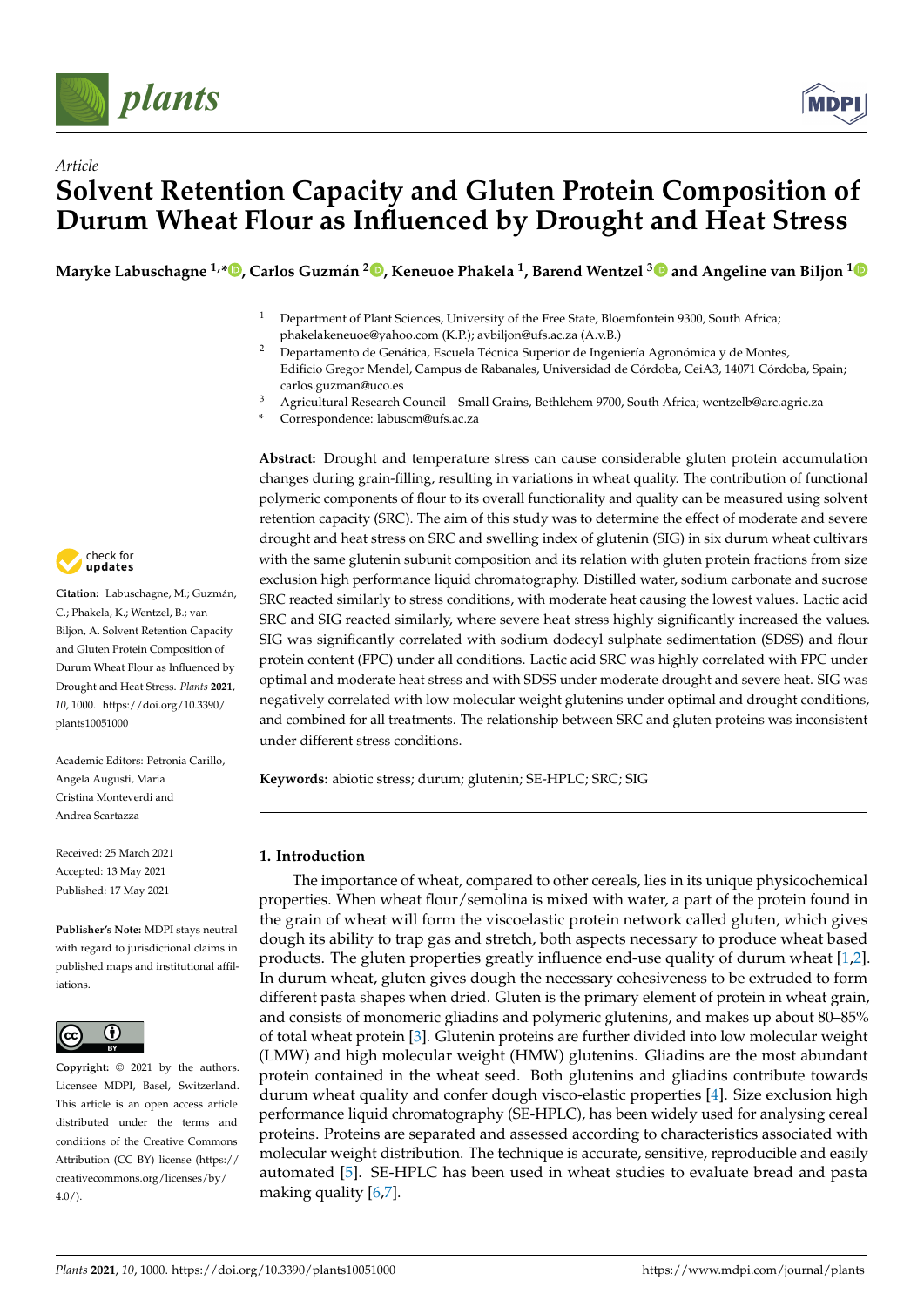*Article*

# Solvent Retention Capacity and Gluten Protein Composition of Durum Wheat Flour as Influenced by Drought and Heat Stress

**Maryke Labuschagne [1,*], Carlos Guzmán [2], Keneuoe Phakela [1], Barend Wentzel [3] and Angeline van Biljon [1]**

[1] Department of Plant Sciences, University of the Free State, Bloemfontein 9300, South Africa; phakelakeneuoe@yahoo.com (K.P.); avbiljon@ufs.ac.za (A.v.B.)

[2] Departamento de Genática, Escuela Técnica Superior de Ingeniería Agronómica y de Montes, Edificio Gregor Mendel, Campus de Rabanales, Universidad de Córdoba, CeiA3, 14071 Córdoba, Spain; carlos.guzman@uco.es

[3] Agricultural Research Council—Small Grains, Bethlehem 9700, South Africa; wentzelb@arc.agric.za

\* Correspondence: labuscm@ufs.ac.za

**Citation:** Labuschagne, M.; Guzmán, C.; Phakela, K.; Wentzel, B.; van Biljon, A. Solvent Retention Capacity and Gluten Protein Composition of Durum Wheat Flour as Influenced by Drought and Heat Stress. *Plants* **2021**, *10*, 1000. https://doi.org/10.3390/plants10051000

Academic Editors: Petronia Carillo, Angela Augusti, Maria Cristina Monteverdi and Andrea Scartazza

Received: 25 March 2021
Accepted: 13 May 2021
Published: 17 May 2021

**Publisher's Note:** MDPI stays neutral with regard to jurisdictional claims in published maps and institutional affiliations.

**Copyright:** © 2021 by the authors. Licensee MDPI, Basel, Switzerland. This article is an open access article distributed under the terms and conditions of the Creative Commons Attribution (CC BY) license (https://creativecommons.org/licenses/by/4.0/).

**Abstract:** Drought and temperature stress can cause considerable gluten protein accumulation changes during grain-filling, resulting in variations in wheat quality. The contribution of functional polymeric components of flour to its overall functionality and quality can be measured using solvent retention capacity (SRC). The aim of this study was to determine the effect of moderate and severe drought and heat stress on SRC and swelling index of glutenin (SIG) in six durum wheat cultivars with the same glutenin subunit composition and its relation with gluten protein fractions from size exclusion high performance liquid chromatography. Distilled water, sodium carbonate and sucrose SRC reacted similarly to stress conditions, with moderate heat causing the lowest values. Lactic acid SRC and SIG reacted similarly, where severe heat stress highly significantly increased the values. SIG was significantly correlated with sodium dodecyl sulphate sedimentation (SDSS) and flour protein content (FPC) under all conditions. Lactic acid SRC was highly correlated with FPC under optimal and moderate heat stress and with SDSS under moderate drought and severe heat. SIG was negatively correlated with low molecular weight glutenins under optimal and drought conditions, and combined for all treatments. The relationship between SRC and gluten proteins was inconsistent under different stress conditions.

**Keywords:** abiotic stress; durum; glutenin; SE-HPLC; SRC; SIG

## 1. Introduction

The importance of wheat, compared to other cereals, lies in its unique physicochemical properties. When wheat flour/semolina is mixed with water, a part of the protein found in the grain of wheat will form the viscoelastic protein network called gluten, which gives dough its ability to trap gas and stretch, both aspects necessary to produce wheat based products. The gluten properties greatly influence end-use quality of durum wheat [1,2]. In durum wheat, gluten gives dough the necessary cohesiveness to be extruded to form different pasta shapes when dried. Gluten is the primary element of protein in wheat grain, and consists of monomeric gliadins and polymeric glutenins, and makes up about 80–85% of total wheat protein [3]. Glutenin proteins are further divided into low molecular weight (LMW) and high molecular weight (HMW) glutenins. Gliadins are the most abundant protein contained in the wheat seed. Both glutenins and gliadins contribute towards durum wheat quality and confer dough visco-elastic properties [4]. Size exclusion high performance liquid chromatography (SE-HPLC), has been widely used for analysing cereal proteins. Proteins are separated and assessed according to characteristics associated with molecular weight distribution. The technique is accurate, sensitive, reproducible and easily automated [5]. SE-HPLC has been used in wheat studies to evaluate bread and pasta making quality [6,7].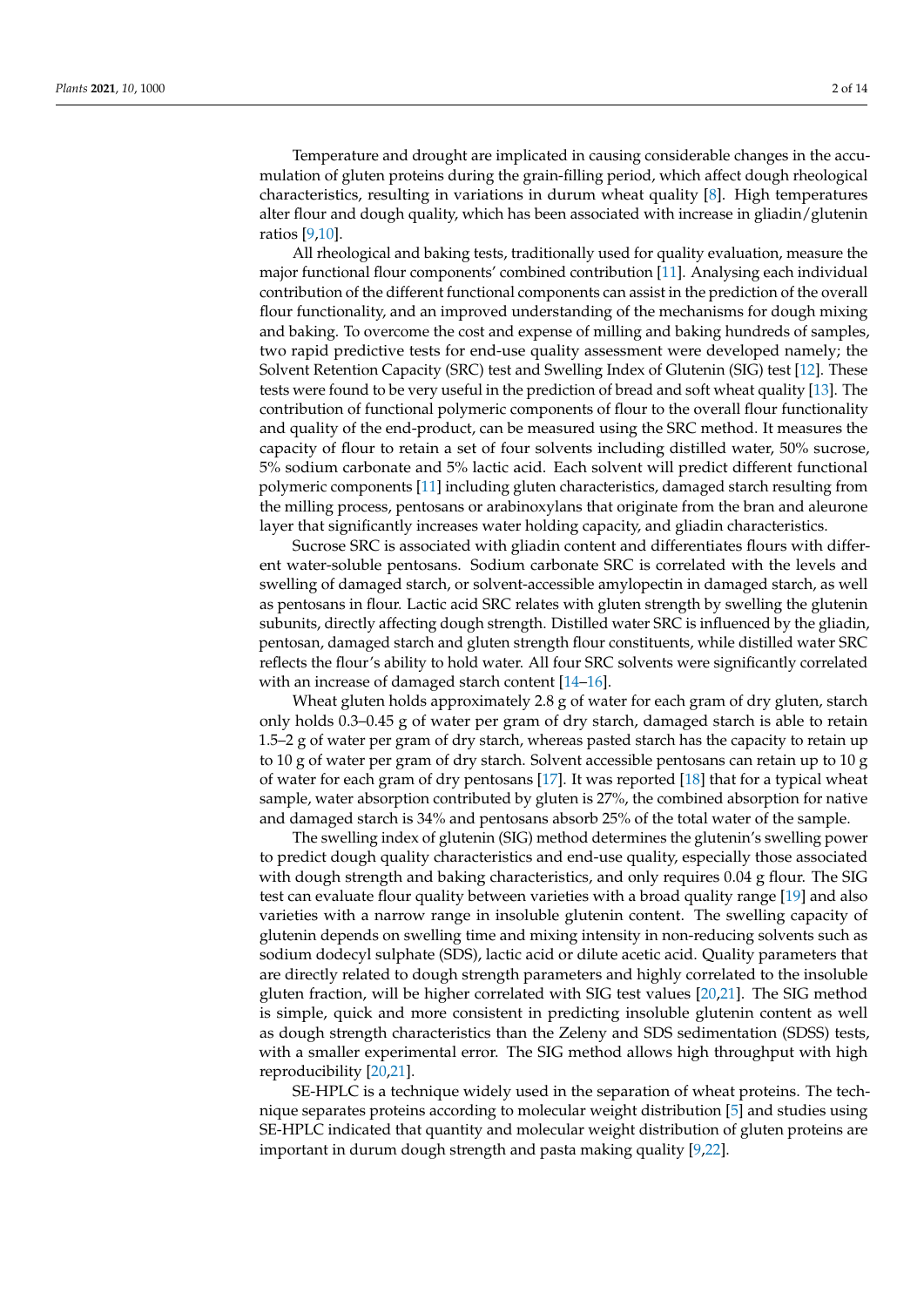Temperature and drought are implicated in causing considerable changes in the accumulation of gluten proteins during the grain-filling period, which affect dough rheological characteristics, resulting in variations in durum wheat quality [8]. High temperatures alter flour and dough quality, which has been associated with increase in gliadin/glutenin ratios [9,10].

All rheological and baking tests, traditionally used for quality evaluation, measure the major functional flour components' combined contribution [11]. Analysing each individual contribution of the different functional components can assist in the prediction of the overall flour functionality, and an improved understanding of the mechanisms for dough mixing and baking. To overcome the cost and expense of milling and baking hundreds of samples, two rapid predictive tests for end-use quality assessment were developed namely; the Solvent Retention Capacity (SRC) test and Swelling Index of Glutenin (SIG) test [12]. These tests were found to be very useful in the prediction of bread and soft wheat quality [13]. The contribution of functional polymeric components of flour to the overall flour functionality and quality of the end-product, can be measured using the SRC method. It measures the capacity of flour to retain a set of four solvents including distilled water, 50% sucrose, 5% sodium carbonate and 5% lactic acid. Each solvent will predict different functional polymeric components [11] including gluten characteristics, damaged starch resulting from the milling process, pentosans or arabinoxylans that originate from the bran and aleurone layer that significantly increases water holding capacity, and gliadin characteristics.

Sucrose SRC is associated with gliadin content and differentiates flours with different water-soluble pentosans. Sodium carbonate SRC is correlated with the levels and swelling of damaged starch, or solvent-accessible amylopectin in damaged starch, as well as pentosans in flour. Lactic acid SRC relates with gluten strength by swelling the glutenin subunits, directly affecting dough strength. Distilled water SRC is influenced by the gliadin, pentosan, damaged starch and gluten strength flour constituents, while distilled water SRC reflects the flour's ability to hold water. All four SRC solvents were significantly correlated with an increase of damaged starch content [14–16].

Wheat gluten holds approximately 2.8 g of water for each gram of dry gluten, starch only holds 0.3–0.45 g of water per gram of dry starch, damaged starch is able to retain 1.5–2 g of water per gram of dry starch, whereas pasted starch has the capacity to retain up to 10 g of water per gram of dry starch. Solvent accessible pentosans can retain up to 10 g of water for each gram of dry pentosans [17]. It was reported [18] that for a typical wheat sample, water absorption contributed by gluten is 27%, the combined absorption for native and damaged starch is 34% and pentosans absorb 25% of the total water of the sample.

The swelling index of glutenin (SIG) method determines the glutenin's swelling power to predict dough quality characteristics and end-use quality, especially those associated with dough strength and baking characteristics, and only requires 0.04 g flour. The SIG test can evaluate flour quality between varieties with a broad quality range [19] and also varieties with a narrow range in insoluble glutenin content. The swelling capacity of glutenin depends on swelling time and mixing intensity in non-reducing solvents such as sodium dodecyl sulphate (SDS), lactic acid or dilute acetic acid. Quality parameters that are directly related to dough strength parameters and highly correlated to the insoluble gluten fraction, will be higher correlated with SIG test values [20,21]. The SIG method is simple, quick and more consistent in predicting insoluble glutenin content as well as dough strength characteristics than the Zeleny and SDS sedimentation (SDSS) tests, with a smaller experimental error. The SIG method allows high throughput with high reproducibility [20,21].

SE-HPLC is a technique widely used in the separation of wheat proteins. The technique separates proteins according to molecular weight distribution [5] and studies using SE-HPLC indicated that quantity and molecular weight distribution of gluten proteins are important in durum dough strength and pasta making quality [9,22].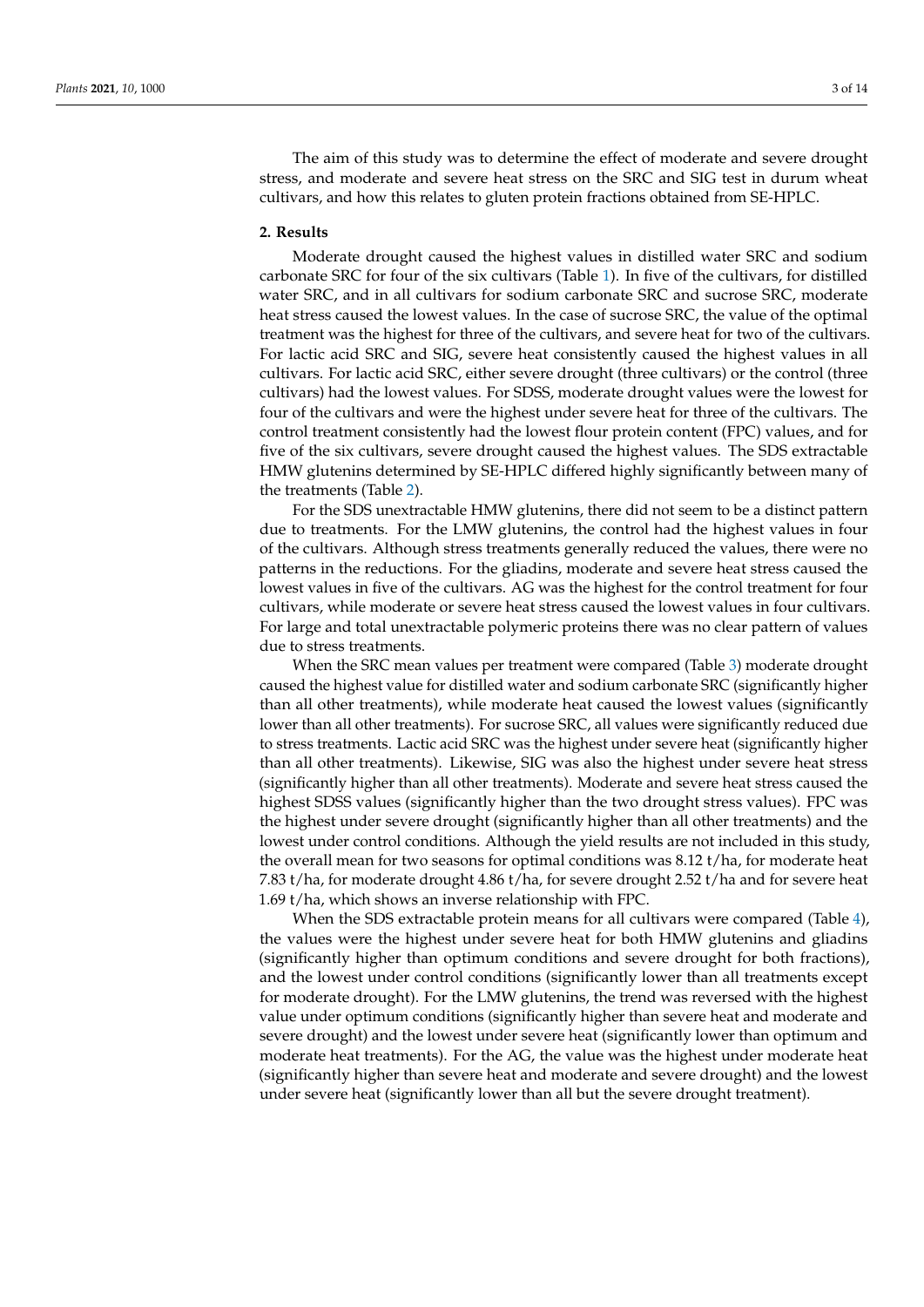The aim of this study was to determine the effect of moderate and severe drought stress, and moderate and severe heat stress on the SRC and SIG test in durum wheat cultivars, and how this relates to gluten protein fractions obtained from SE-HPLC.

## 2. Results

Moderate drought caused the highest values in distilled water SRC and sodium carbonate SRC for four of the six cultivars (Table 1). In five of the cultivars, for distilled water SRC, and in all cultivars for sodium carbonate SRC and sucrose SRC, moderate heat stress caused the lowest values. In the case of sucrose SRC, the value of the optimal treatment was the highest for three of the cultivars, and severe heat for two of the cultivars. For lactic acid SRC and SIG, severe heat consistently caused the highest values in all cultivars. For lactic acid SRC, either severe drought (three cultivars) or the control (three cultivars) had the lowest values. For SDSS, moderate drought values were the lowest for four of the cultivars and were the highest under severe heat for three of the cultivars. The control treatment consistently had the lowest flour protein content (FPC) values, and for five of the six cultivars, severe drought caused the highest values. The SDS extractable HMW glutenins determined by SE-HPLC differed highly significantly between many of the treatments (Table 2).

For the SDS unextractable HMW glutenins, there did not seem to be a distinct pattern due to treatments. For the LMW glutenins, the control had the highest values in four of the cultivars. Although stress treatments generally reduced the values, there were no patterns in the reductions. For the gliadins, moderate and severe heat stress caused the lowest values in five of the cultivars. AG was the highest for the control treatment for four cultivars, while moderate or severe heat stress caused the lowest values in four cultivars. For large and total unextractable polymeric proteins there was no clear pattern of values due to stress treatments.

When the SRC mean values per treatment were compared (Table 3) moderate drought caused the highest value for distilled water and sodium carbonate SRC (significantly higher than all other treatments), while moderate heat caused the lowest values (significantly lower than all other treatments). For sucrose SRC, all values were significantly reduced due to stress treatments. Lactic acid SRC was the highest under severe heat (significantly higher than all other treatments). Likewise, SIG was also the highest under severe heat stress (significantly higher than all other treatments). Moderate and severe heat stress caused the highest SDSS values (significantly higher than the two drought stress values). FPC was the highest under severe drought (significantly higher than all other treatments) and the lowest under control conditions. Although the yield results are not included in this study, the overall mean for two seasons for optimal conditions was 8.12 t/ha, for moderate heat 7.83 t/ha, for moderate drought 4.86 t/ha, for severe drought 2.52 t/ha and for severe heat 1.69 t/ha, which shows an inverse relationship with FPC.

When the SDS extractable protein means for all cultivars were compared (Table 4), the values were the highest under severe heat for both HMW glutenins and gliadins (significantly higher than optimum conditions and severe drought for both fractions), and the lowest under control conditions (significantly lower than all treatments except for moderate drought). For the LMW glutenins, the trend was reversed with the highest value under optimum conditions (significantly higher than severe heat and moderate and severe drought) and the lowest under severe heat (significantly lower than optimum and moderate heat treatments). For the AG, the value was the highest under moderate heat (significantly higher than severe heat and moderate and severe drought) and the lowest under severe heat (significantly lower than all but the severe drought treatment).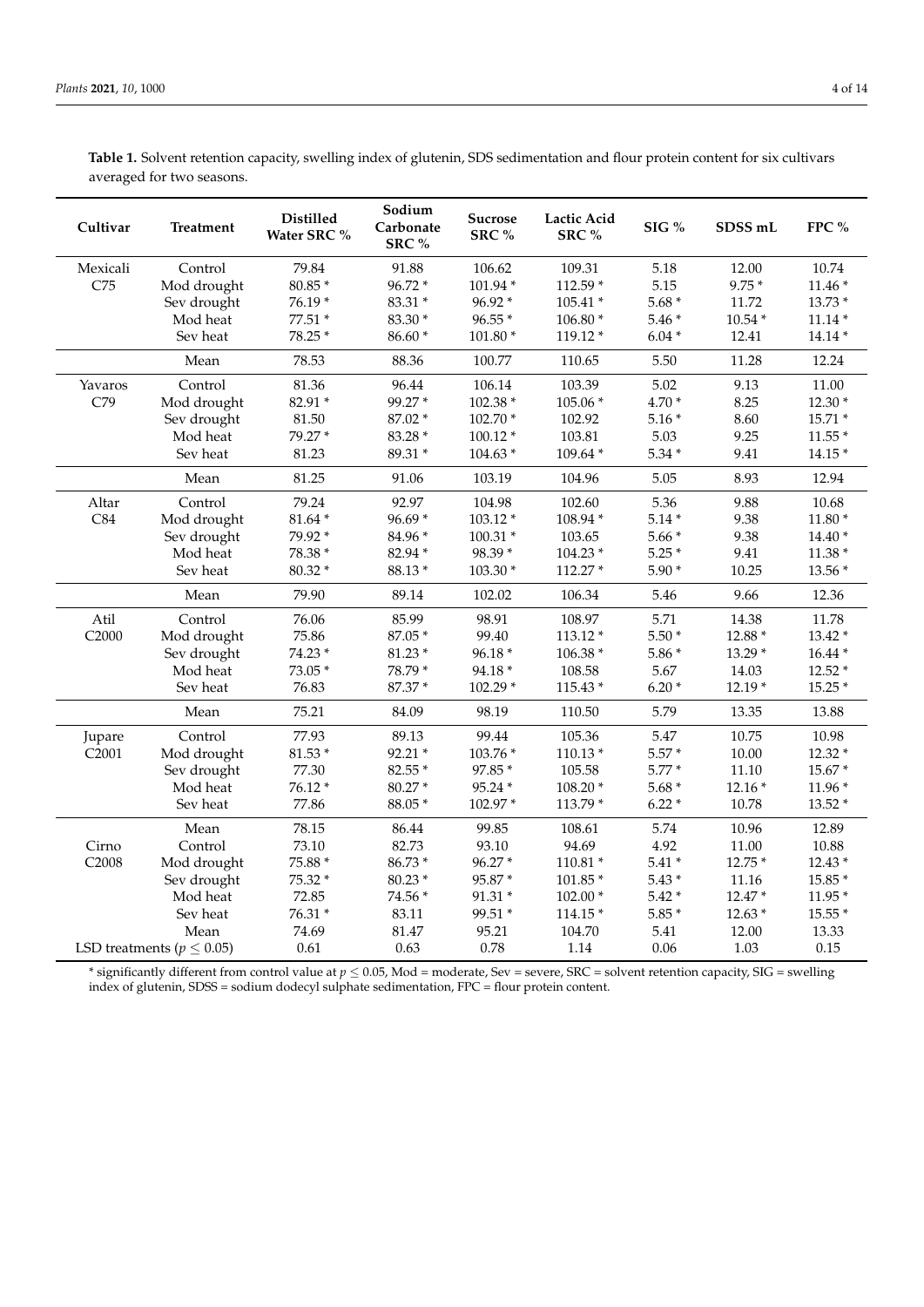**Table 1.** Solvent retention capacity, swelling index of glutenin, SDS sedimentation and flour protein content for six cultivars averaged for two seasons.

| Cultivar | Treatment | Distilled Water SRC % | Sodium Carbonate SRC % | Sucrose SRC % | Lactic Acid SRC % | SIG % | SDSS mL | FPC % |
|---|---|---|---|---|---|---|---|---|
| Mexicali | Control | 79.84 | 91.88 | 106.62 | 109.31 | 5.18 | 12.00 | 10.74 |
| C75 | Mod drought | 80.85 * | 96.72 * | 101.94 * | 112.59 * | 5.15 | 9.75 * | 11.46 * |
| | Sev drought | 76.19 * | 83.31 * | 96.92 * | 105.41 * | 5.68 * | 11.72 | 13.73 * |
| | Mod heat | 77.51 * | 83.30 * | 96.55 * | 106.80 * | 5.46 * | 10.54 * | 11.14 * |
| | Sev heat | 78.25 * | 86.60 * | 101.80 * | 119.12 * | 6.04 * | 12.41 | 14.14 * |
| | Mean | 78.53 | 88.36 | 100.77 | 110.65 | 5.50 | 11.28 | 12.24 |
| Yavaros | Control | 81.36 | 96.44 | 106.14 | 103.39 | 5.02 | 9.13 | 11.00 |
| C79 | Mod drought | 82.91 * | 99.27 * | 102.38 * | 105.06 * | 4.70 * | 8.25 | 12.30 * |
| | Sev drought | 81.50 | 87.02 * | 102.70 * | 102.92 | 5.16 * | 8.60 | 15.71 * |
| | Mod heat | 79.27 * | 83.28 * | 100.12 * | 103.81 | 5.03 | 9.25 | 11.55 * |
| | Sev heat | 81.23 | 89.31 * | 104.63 * | 109.64 * | 5.34 * | 9.41 | 14.15 * |
| | Mean | 81.25 | 91.06 | 103.19 | 104.96 | 5.05 | 8.93 | 12.94 |
| Altar | Control | 79.24 | 92.97 | 104.98 | 102.60 | 5.36 | 9.88 | 10.68 |
| C84 | Mod drought | 81.64 * | 96.69 * | 103.12 * | 108.94 * | 5.14 * | 9.38 | 11.80 * |
| | Sev drought | 79.92 * | 84.96 * | 100.31 * | 103.65 | 5.66 * | 9.38 | 14.40 * |
| | Mod heat | 78.38 * | 82.94 * | 98.39 * | 104.23 * | 5.25 * | 9.41 | 11.38 * |
| | Sev heat | 80.32 * | 88.13 * | 103.30 * | 112.27 * | 5.90 * | 10.25 | 13.56 * |
| | Mean | 79.90 | 89.14 | 102.02 | 106.34 | 5.46 | 9.66 | 12.36 |
| Atil | Control | 76.06 | 85.99 | 98.91 | 108.97 | 5.71 | 14.38 | 11.78 |
| C2000 | Mod drought | 75.86 | 87.05 * | 99.40 | 113.12 * | 5.50 * | 12.88 * | 13.42 * |
| | Sev drought | 74.23 * | 81.23 * | 96.18 * | 106.38 * | 5.86 * | 13.29 * | 16.44 * |
| | Mod heat | 73.05 * | 78.79 * | 94.18 * | 108.58 | 5.67 | 14.03 | 12.52 * |
| | Sev heat | 76.83 | 87.37 * | 102.29 * | 115.43 * | 6.20 * | 12.19 * | 15.25 * |
| | Mean | 75.21 | 84.09 | 98.19 | 110.50 | 5.79 | 13.35 | 13.88 |
| Jupare | Control | 77.93 | 89.13 | 99.44 | 105.36 | 5.47 | 10.75 | 10.98 |
| C2001 | Mod drought | 81.53 * | 92.21 * | 103.76 * | 110.13 * | 5.57 * | 10.00 | 12.32 * |
| | Sev drought | 77.30 | 82.55 * | 97.85 * | 105.58 | 5.77 * | 11.10 | 15.67 * |
| | Mod heat | 76.12 * | 80.27 * | 95.24 * | 108.20 * | 5.68 * | 12.16 * | 11.96 * |
| | Sev heat | 77.86 | 88.05 * | 102.97 * | 113.79 * | 6.22 * | 10.78 | 13.52 * |
| | Mean | 78.15 | 86.44 | 99.85 | 108.61 | 5.74 | 10.96 | 12.89 |
| Cirno | Control | 73.10 | 82.73 | 93.10 | 94.69 | 4.92 | 11.00 | 10.88 |
| C2008 | Mod drought | 75.88 * | 86.73 * | 96.27 * | 110.81 * | 5.41 * | 12.75 * | 12.43 * |
| | Sev drought | 75.32 * | 80.23 * | 95.87 * | 101.85 * | 5.43 * | 11.16 | 15.85 * |
| | Mod heat | 72.85 | 74.56 * | 91.31 * | 102.00 * | 5.42 * | 12.47 * | 11.95 * |
| | Sev heat | 76.31 * | 83.11 | 99.51 * | 114.15 * | 5.85 * | 12.63 * | 15.55 * |
| | Mean | 74.69 | 81.47 | 95.21 | 104.70 | 5.41 | 12.00 | 13.33 |
| LSD treatments ($p \leq 0.05$) | | 0.61 | 0.63 | 0.78 | 1.14 | 0.06 | 1.03 | 0.15 |

* significantly different from control value at $p \leq 0.05$, Mod = moderate, Sev = severe, SRC = solvent retention capacity, SIG = swelling index of glutenin, SDSS = sodium dodecyl sulphate sedimentation, FPC = flour protein content.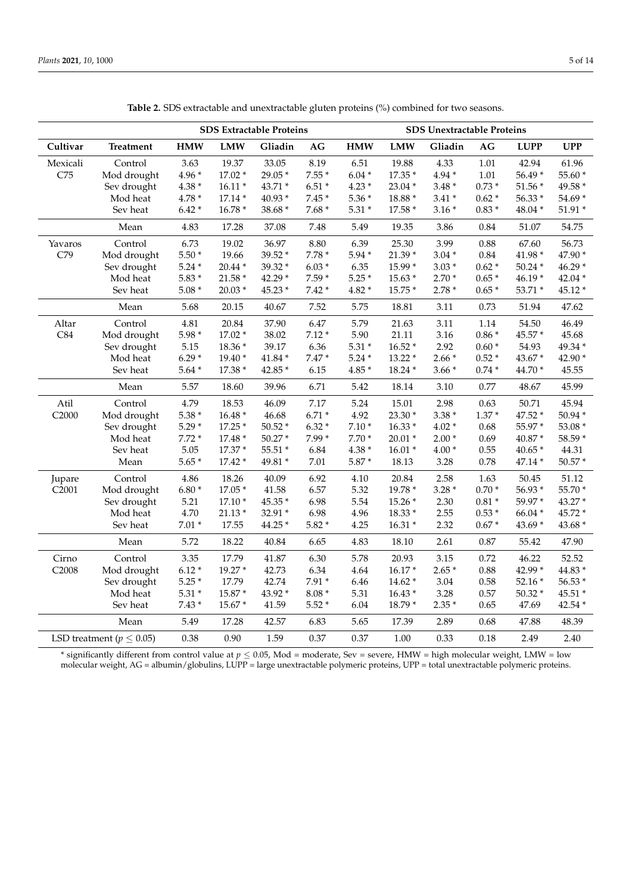**Table 2.** SDS extractable and unextractable gluten proteins (%) combined for two seasons.

| | | SDS Extractable Proteins | | | | SDS Unextractable Proteins | | | | | |
|---|---|---|---|---|---|---|---|---|---|---|---|
| Cultivar | Treatment | HMW | LMW | Gliadin | AG | HMW | LMW | Gliadin | AG | LUPP | UPP |
| Mexicali C75 | Control | 3.63 | 19.37 | 33.05 | 8.19 | 6.51 | 19.88 | 4.33 | 1.01 | 42.94 | 61.96 |
| | Mod drought | 4.96 * | 17.02 * | 29.05 * | 7.55 * | 6.04 * | 17.35 * | 4.94 * | 1.01 | 56.49 * | 55.60 * |
| | Sev drought | 4.38 * | 16.11 * | 43.71 * | 6.51 * | 4.23 * | 23.04 * | 3.48 * | 0.73 * | 51.56 * | 49.58 * |
| | Mod heat | 4.78 * | 17.14 * | 40.93 * | 7.45 * | 5.36 * | 18.88 * | 3.41 * | 0.62 * | 56.33 * | 54.69 * |
| | Sev heat | 6.42 * | 16.78 * | 38.68 * | 7.68 * | 5.31 * | 17.58 * | 3.16 * | 0.83 * | 48.04 * | 51.91 * |
| | Mean | 4.83 | 17.28 | 37.08 | 7.48 | 5.49 | 19.35 | 3.86 | 0.84 | 51.07 | 54.75 |
| Yavaros C79 | Control | 6.73 | 19.02 | 36.97 | 8.80 | 6.39 | 25.30 | 3.99 | 0.88 | 67.60 | 56.73 |
| | Mod drought | 5.50 * | 19.66 | 39.52 * | 7.78 * | 5.94 * | 21.39 * | 3.04 * | 0.84 | 41.98 * | 47.90 * |
| | Sev drought | 5.24 * | 20.44 * | 39.32 * | 6.03 * | 6.35 | 15.99 * | 3.03 * | 0.62 * | 50.24 * | 46.29 * |
| | Mod heat | 5.83 * | 21.58 * | 42.29 * | 7.59 * | 5.25 * | 15.63 * | 2.70 * | 0.65 * | 46.19 * | 42.04 * |
| | Sev heat | 5.08 * | 20.03 * | 45.23 * | 7.42 * | 4.82 * | 15.75 * | 2.78 * | 0.65 * | 53.71 * | 45.12 * |
| | Mean | 5.68 | 20.15 | 40.67 | 7.52 | 5.75 | 18.81 | 3.11 | 0.73 | 51.94 | 47.62 |
| Altar C84 | Control | 4.81 | 20.84 | 37.90 | 6.47 | 5.79 | 21.63 | 3.11 | 1.14 | 54.50 | 46.49 |
| | Mod drought | 5.98 * | 17.02 * | 38.02 | 7.12 * | 5.90 | 21.11 | 3.16 | 0.86 * | 45.57 * | 45.68 |
| | Sev drought | 5.15 | 18.36 * | 39.17 | 6.36 | 5.31 * | 16.52 * | 2.92 | 0.60 * | 54.93 | 49.34 * |
| | Mod heat | 6.29 * | 19.40 * | 41.84 * | 7.47 * | 5.24 * | 13.22 * | 2.66 * | 0.52 * | 43.67 * | 42.90 * |
| | Sev heat | 5.64 * | 17.38 * | 42.85 * | 6.15 | 4.85 * | 18.24 * | 3.66 * | 0.74 * | 44.70 * | 45.55 |
| | Mean | 5.57 | 18.60 | 39.96 | 6.71 | 5.42 | 18.14 | 3.10 | 0.77 | 48.67 | 45.99 |
| Atil C2000 | Control | 4.79 | 18.53 | 46.09 | 7.17 | 5.24 | 15.01 | 2.98 | 0.63 | 50.71 | 45.94 |
| | Mod drought | 5.38 * | 16.48 * | 46.68 | 6.71 * | 4.92 | 23.30 * | 3.38 * | 1.37 * | 47.52 * | 50.94 * |
| | Sev drought | 5.29 * | 17.25 * | 50.52 * | 6.32 * | 7.10 * | 16.33 * | 4.02 * | 0.68 | 55.97 * | 53.08 * |
| | Mod heat | 7.72 * | 17.48 * | 50.27 * | 7.99 * | 7.70 * | 20.01 * | 2.00 * | 0.69 | 40.87 * | 58.59 * |
| | Sev heat | 5.05 | 17.37 * | 55.51 * | 6.84 | 4.38 * | 16.01 * | 4.00 * | 0.55 | 40.65 * | 44.31 |
| | Mean | 5.65 * | 17.42 * | 49.81 * | 7.01 | 5.87 * | 18.13 | 3.28 | 0.78 | 47.14 * | 50.57 * |
| Jupare C2001 | Control | 4.86 | 18.26 | 40.09 | 6.92 | 4.10 | 20.84 | 2.58 | 1.63 | 50.45 | 51.12 |
| | Mod drought | 6.80 * | 17.05 * | 41.58 | 6.57 | 5.32 | 19.78 * | 3.28 * | 0.70 * | 56.93 * | 55.70 * |
| | Sev drought | 5.21 | 17.10 * | 45.35 * | 6.98 | 5.54 | 15.26 * | 2.30 | 0.81 * | 59.97 * | 43.27 * |
| | Mod heat | 4.70 | 21.13 * | 32.91 * | 6.98 | 4.96 | 18.33 * | 2.55 | 0.53 * | 66.04 * | 45.72 * |
| | Sev heat | 7.01 * | 17.55 | 44.25 * | 5.82 * | 4.25 | 16.31 * | 2.32 | 0.67 * | 43.69 * | 43.68 * |
| | Mean | 5.72 | 18.22 | 40.84 | 6.65 | 4.83 | 18.10 | 2.61 | 0.87 | 55.42 | 47.90 |
| Cirno C2008 | Control | 3.35 | 17.79 | 41.87 | 6.30 | 5.78 | 20.93 | 3.15 | 0.72 | 46.22 | 52.52 |
| | Mod drought | 6.12 * | 19.27 * | 42.73 | 6.34 | 4.64 | 16.17 * | 2.65 * | 0.88 | 42.99 * | 44.83 * |
| | Sev drought | 5.25 * | 17.79 | 42.74 | 7.91 * | 6.46 | 14.62 * | 3.04 | 0.58 | 52.16 * | 56.53 * |
| | Mod heat | 5.31 * | 15.87 * | 43.92 * | 8.08 * | 5.31 | 16.43 * | 3.28 | 0.57 | 50.32 * | 45.51 * |
| | Sev heat | 7.43 * | 15.67 * | 41.59 | 5.52 * | 6.04 | 18.79 * | 2.35 * | 0.65 | 47.69 | 42.54 * |
| | Mean | 5.49 | 17.28 | 42.57 | 6.83 | 5.65 | 17.39 | 2.89 | 0.68 | 47.88 | 48.39 |
| LSD treatment ($p \leq 0.05$) | | 0.38 | 0.90 | 1.59 | 0.37 | 0.37 | 1.00 | 0.33 | 0.18 | 2.49 | 2.40 |

\* significantly different from control value at $p \leq 0.05$, Mod = moderate, Sev = severe, HMW = high molecular weight, LMW = low molecular weight, AG = albumin/globulins, LUPP = large unextractable polymeric proteins, UPP = total unextractable polymeric proteins.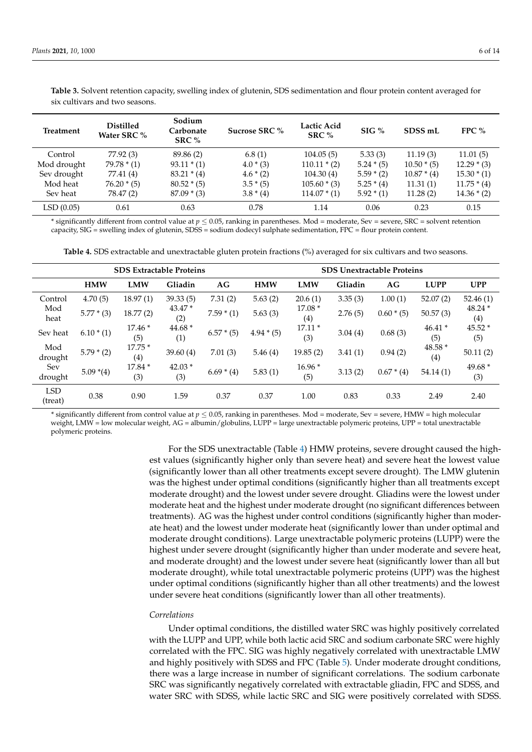**Table 3.** Solvent retention capacity, swelling index of glutenin, SDS sedimentation and flour protein content averaged for six cultivars and two seasons.

| Treatment | Distilled Water SRC % | Sodium Carbonate SRC % | Sucrose SRC % | Lactic Acid SRC % | SIG % | SDSS mL | FPC % |
|---|---|---|---|---|---|---|---|
| Control | 77.92 (3) | 89.86 (2) | 6.8 (1) | 104.05 (5) | 5.33 (3) | 11.19 (3) | 11.01 (5) |
| Mod drought | 79.78 * (1) | 93.11 * (1) | 4.0 * (3) | 110.11 * (2) | 5.24 * (5) | 10.50 * (5) | 12.29 * (3) |
| Sev drought | 77.41 (4) | 83.21 * (4) | 4.6 * (2) | 104.30 (4) | 5.59 * (2) | 10.87 * (4) | 15.30 * (1) |
| Mod heat | 76.20 * (5) | 80.52 * (5) | 3.5 * (5) | 105.60 * (3) | 5.25 * (4) | 11.31 (1) | 11.75 * (4) |
| Sev heat | 78.47 (2) | 87.09 * (3) | 3.8 * (4) | 114.07 * (1) | 5.92 * (1) | 11.28 (2) | 14.36 * (2) |
| LSD (0.05) | 0.61 | 0.63 | 0.78 | 1.14 | 0.06 | 0.23 | 0.15 |

\* significantly different from control value at $p \leq 0.05$, ranking in parentheses. Mod = moderate, Sev = severe, SRC = solvent retention capacity, SIG = swelling index of glutenin, SDSS = sodium dodecyl sulphate sedimentation, FPC = flour protein content.

**Table 4.** SDS extractable and unextractable gluten protein fractions (%) averaged for six cultivars and two seasons.

| | SDS Extractable Proteins | | | | SDS Unextractable Proteins | | | | | |
|---|---|---|---|---|---|---|---|---|---|---|
| | HMW | LMW | Gliadin | AG | HMW | LMW | Gliadin | AG | LUPP | UPP |
| Control | 4.70 (5) | 18.97 (1) | 39.33 (5) | 7.31 (2) | 5.63 (2) | 20.6 (1) | 3.35 (3) | 1.00 (1) | 52.07 (2) | 52.46 (1) |
| Mod heat | 5.77 * (3) | 18.77 (2) | 43.47 * (2) | 7.59 * (1) | 5.63 (3) | 17.08 * (4) | 2.76 (5) | 0.60 * (5) | 50.57 (3) | 48.24 * (4) |
| Sev heat | 6.10 * (1) | 17.46 * (5) | 44.68 * (1) | 6.57 * (5) | 4.94 * (5) | 17.11 * (3) | 3.04 (4) | 0.68 (3) | 46.41 * (5) | 45.52 * (5) |
| Mod drought | 5.79 * (2) | 17.75 * (4) | 39.60 (4) | 7.01 (3) | 5.46 (4) | 19.85 (2) | 3.41 (1) | 0.94 (2) | 48.58 * (4) | 50.11 (2) |
| Sev drought | 5.09 *(4) | 17.84 * (3) | 42.03 * (3) | 6.69 * (4) | 5.83 (1) | 16.96 * (5) | 3.13 (2) | 0.67 * (4) | 54.14 (1) | 49.68 * (3) |
| LSD (treat) | 0.38 | 0.90 | 1.59 | 0.37 | 0.37 | 1.00 | 0.83 | 0.33 | 2.49 | 2.40 |

\* significantly different from control value at $p \leq 0.05$, ranking in parentheses. Mod = moderate, Sev = severe, HMW = high molecular weight, LMW = low molecular weight, AG = albumin/globulins, LUPP = large unextractable polymeric proteins, UPP = total unextractable polymeric proteins.

For the SDS unextractable (Table 4) HMW proteins, severe drought caused the highest values (significantly higher only than severe heat) and severe heat the lowest value (significantly lower than all other treatments except severe drought). The LMW glutenin was the highest under optimal conditions (significantly higher than all treatments except moderate drought) and the lowest under severe drought. Gliadins were the lowest under moderate heat and the highest under moderate drought (no significant differences between treatments). AG was the highest under control conditions (significantly higher than moderate heat) and the lowest under moderate heat (significantly lower than under optimal and moderate drought conditions). Large unextractable polymeric proteins (LUPP) were the highest under severe drought (significantly higher than under moderate and severe heat, and moderate drought) and the lowest under severe heat (significantly lower than all but moderate drought), while total unextractable polymeric proteins (UPP) was the highest under optimal conditions (significantly higher than all other treatments) and the lowest under severe heat conditions (significantly lower than all other treatments).

*Correlations*

Under optimal conditions, the distilled water SRC was highly positively correlated with the LUPP and UPP, while both lactic acid SRC and sodium carbonate SRC were highly correlated with the FPC. SIG was highly negatively correlated with unextractable LMW and highly positively with SDSS and FPC (Table 5). Under moderate drought conditions, there was a large increase in number of significant correlations. The sodium carbonate SRC was significantly negatively correlated with extractable gliadin, FPC and SDSS, and water SRC with SDSS, while lactic SRC and SIG were positively correlated with SDSS.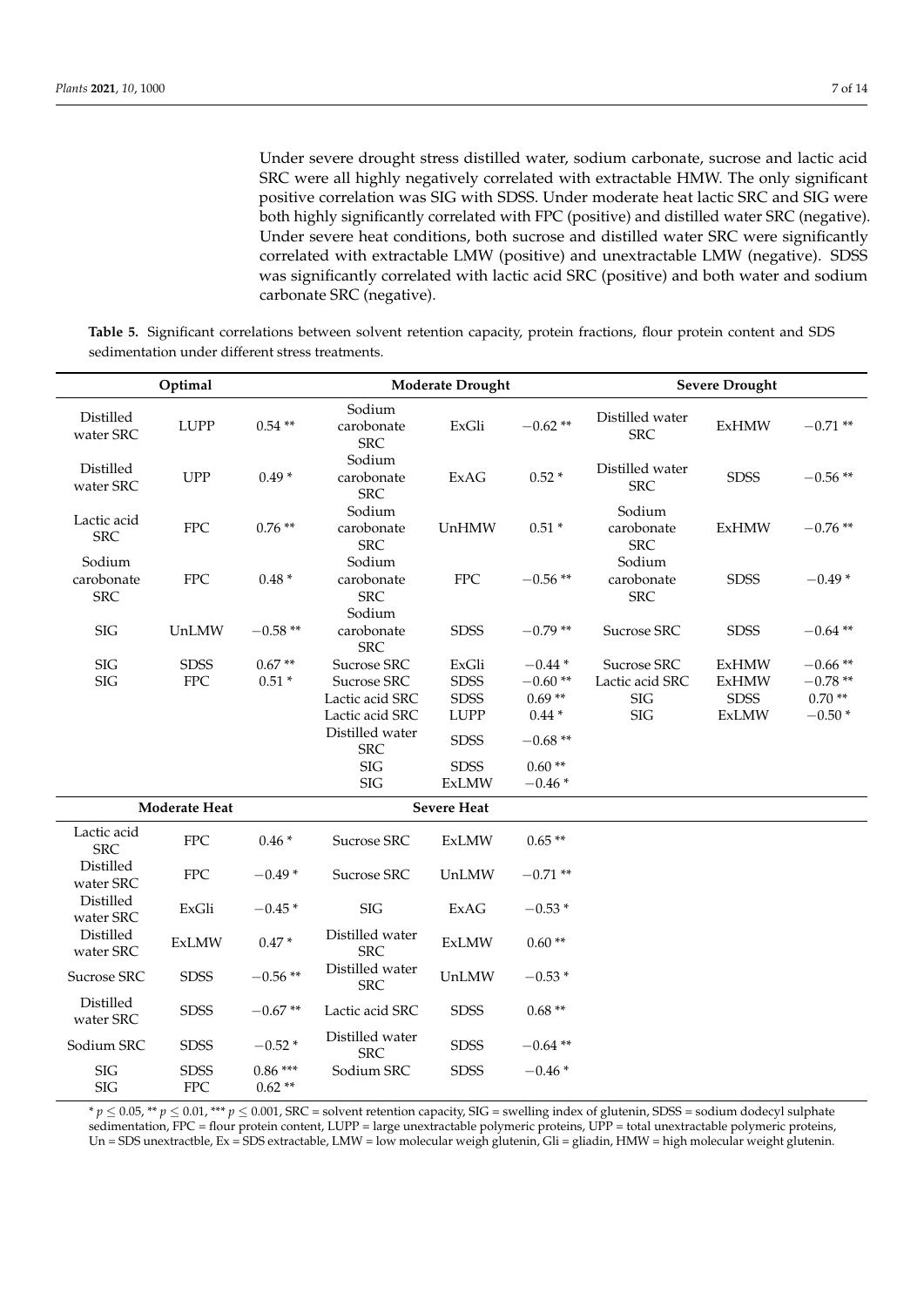Under severe drought stress distilled water, sodium carbonate, sucrose and lactic acid SRC were all highly negatively correlated with extractable HMW. The only significant positive correlation was SIG with SDSS. Under moderate heat lactic SRC and SIG were both highly significantly correlated with FPC (positive) and distilled water SRC (negative). Under severe heat conditions, both sucrose and distilled water SRC were significantly correlated with extractable LMW (positive) and unextractable LMW (negative). SDSS was significantly correlated with lactic acid SRC (positive) and both water and sodium carbonate SRC (negative).

**Table 5.** Significant correlations between solvent retention capacity, protein fractions, flour protein content and SDS sedimentation under different stress treatments.

| Optimal | | | Moderate Drought | | | Severe Drought | | |
|---|---|---|---|---|---|---|---|---|
| Distilled water SRC | LUPP | 0.54 ** | Sodium carobonate SRC | ExGli | −0.62 ** | Distilled water SRC | ExHMW | −0.71 ** |
| Distilled water SRC | UPP | 0.49 * | Sodium carobonate SRC | ExAG | 0.52 * | Distilled water SRC | SDSS | −0.56 ** |
| Lactic acid SRC | FPC | 0.76 ** | Sodium carobonate SRC | UnHMW | 0.51 * | Sodium carobonate SRC | ExHMW | −0.76 ** |
| Sodium carobonate SRC | FPC | 0.48 * | Sodium carobonate SRC | FPC | −0.56 ** | Sodium carobonate SRC | SDSS | −0.49 * |
| SIG | UnLMW | −0.58 ** | Sodium carobonate SRC | SDSS | −0.79 ** | Sucrose SRC | SDSS | −0.64 ** |
| SIG | SDSS | 0.67 ** | Sucrose SRC | ExGli | −0.44 * | Sucrose SRC | ExHMW | −0.66 ** |
| SIG | FPC | 0.51 * | Sucrose SRC | SDSS | −0.60 ** | Lactic acid SRC | ExHMW | −0.78 ** |
| | | | Lactic acid SRC | SDSS | 0.69 ** | SIG | SDSS | 0.70 ** |
| | | | Lactic acid SRC | LUPP | 0.44 * | SIG | ExLMW | −0.50 * |
| | | | Distilled water SRC | SDSS | −0.68 ** | | | |
| | | | SIG | SDSS | 0.60 ** | | | |
| | | | SIG | ExLMW | −0.46 * | | | |
| **Moderate Heat** | | | **Severe Heat** | | | | | |
| Lactic acid SRC | FPC | 0.46 * | Sucrose SRC | ExLMW | 0.65 ** | | | |
| Distilled water SRC | FPC | −0.49 * | Sucrose SRC | UnLMW | −0.71 ** | | | |
| Distilled water SRC | ExGli | −0.45 * | SIG | ExAG | −0.53 * | | | |
| Distilled water SRC | ExLMW | 0.47 * | Distilled water SRC | ExLMW | 0.60 ** | | | |
| Sucrose SRC | SDSS | −0.56 ** | Distilled water SRC | UnLMW | −0.53 * | | | |
| Distilled water SRC | SDSS | −0.67 ** | Lactic acid SRC | SDSS | 0.68 ** | | | |
| Sodium SRC | SDSS | −0.52 * | Distilled water SRC | SDSS | −0.64 ** | | | |
| SIG | SDSS | 0.86 *** | Sodium SRC | SDSS | −0.46 * | | | |
| SIG | FPC | 0.62 ** | | | | | | |

* $p \leq 0.05$, ** $p \leq 0.01$, *** $p \leq 0.001$, SRC = solvent retention capacity, SIG = swelling index of glutenin, SDSS = sodium dodecyl sulphate sedimentation, FPC = flour protein content, LUPP = large unextractable polymeric proteins, UPP = total unextractable polymeric proteins, Un = SDS unextractble, Ex = SDS extractable, LMW = low molecular weigh glutenin, Gli = gliadin, HMW = high molecular weight glutenin.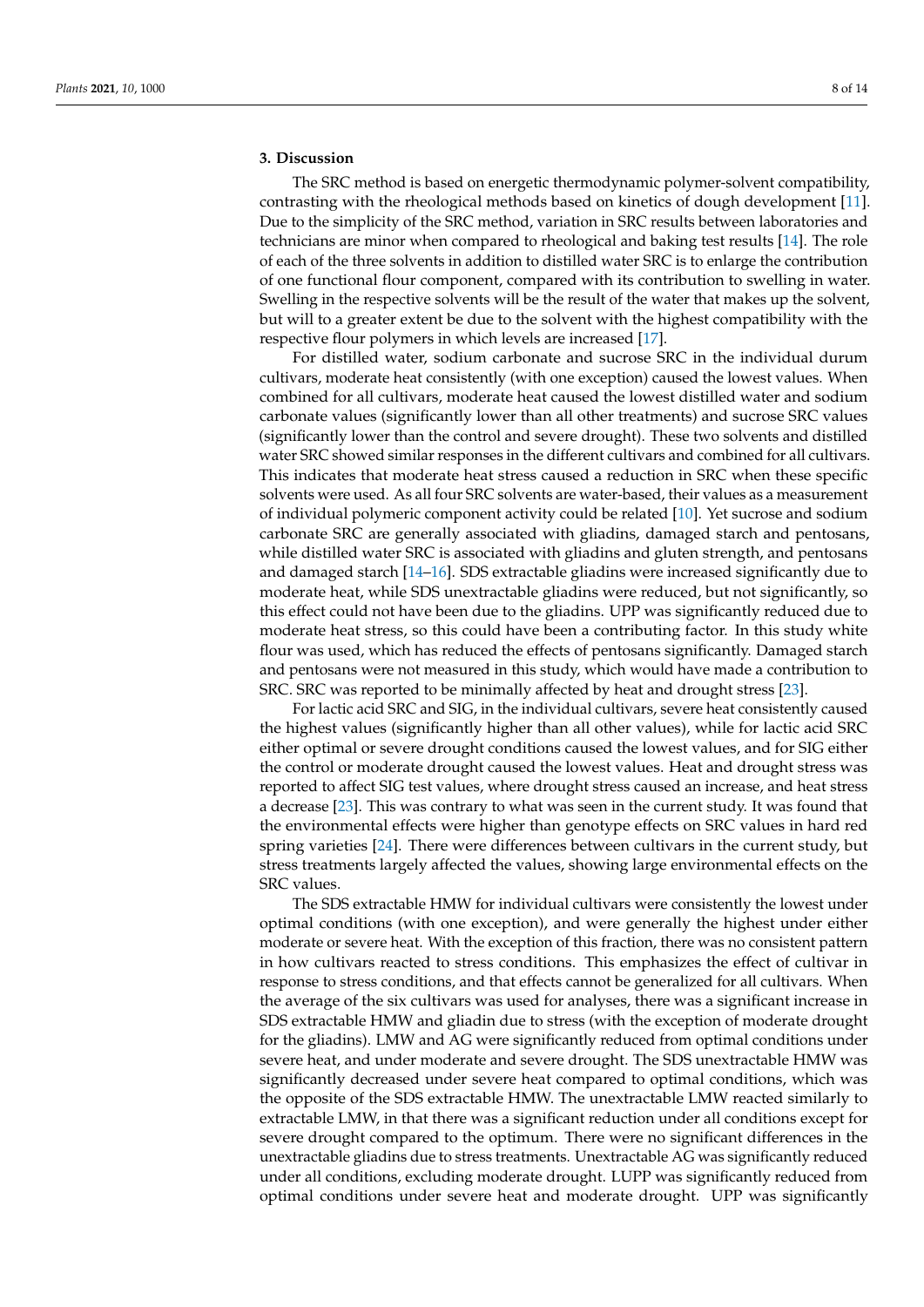## 3. Discussion

The SRC method is based on energetic thermodynamic polymer-solvent compatibility, contrasting with the rheological methods based on kinetics of dough development [11]. Due to the simplicity of the SRC method, variation in SRC results between laboratories and technicians are minor when compared to rheological and baking test results [14]. The role of each of the three solvents in addition to distilled water SRC is to enlarge the contribution of one functional flour component, compared with its contribution to swelling in water. Swelling in the respective solvents will be the result of the water that makes up the solvent, but will to a greater extent be due to the solvent with the highest compatibility with the respective flour polymers in which levels are increased [17].

For distilled water, sodium carbonate and sucrose SRC in the individual durum cultivars, moderate heat consistently (with one exception) caused the lowest values. When combined for all cultivars, moderate heat caused the lowest distilled water and sodium carbonate values (significantly lower than all other treatments) and sucrose SRC values (significantly lower than the control and severe drought). These two solvents and distilled water SRC showed similar responses in the different cultivars and combined for all cultivars. This indicates that moderate heat stress caused a reduction in SRC when these specific solvents were used. As all four SRC solvents are water-based, their values as a measurement of individual polymeric component activity could be related [10]. Yet sucrose and sodium carbonate SRC are generally associated with gliadins, damaged starch and pentosans, while distilled water SRC is associated with gliadins and gluten strength, and pentosans and damaged starch [14–16]. SDS extractable gliadins were increased significantly due to moderate heat, while SDS unextractable gliadins were reduced, but not significantly, so this effect could not have been due to the gliadins. UPP was significantly reduced due to moderate heat stress, so this could have been a contributing factor. In this study white flour was used, which has reduced the effects of pentosans significantly. Damaged starch and pentosans were not measured in this study, which would have made a contribution to SRC. SRC was reported to be minimally affected by heat and drought stress [23].

For lactic acid SRC and SIG, in the individual cultivars, severe heat consistently caused the highest values (significantly higher than all other values), while for lactic acid SRC either optimal or severe drought conditions caused the lowest values, and for SIG either the control or moderate drought caused the lowest values. Heat and drought stress was reported to affect SIG test values, where drought stress caused an increase, and heat stress a decrease [23]. This was contrary to what was seen in the current study. It was found that the environmental effects were higher than genotype effects on SRC values in hard red spring varieties [24]. There were differences between cultivars in the current study, but stress treatments largely affected the values, showing large environmental effects on the SRC values.

The SDS extractable HMW for individual cultivars were consistently the lowest under optimal conditions (with one exception), and were generally the highest under either moderate or severe heat. With the exception of this fraction, there was no consistent pattern in how cultivars reacted to stress conditions. This emphasizes the effect of cultivar in response to stress conditions, and that effects cannot be generalized for all cultivars. When the average of the six cultivars was used for analyses, there was a significant increase in SDS extractable HMW and gliadin due to stress (with the exception of moderate drought for the gliadins). LMW and AG were significantly reduced from optimal conditions under severe heat, and under moderate and severe drought. The SDS unextractable HMW was significantly decreased under severe heat compared to optimal conditions, which was the opposite of the SDS extractable HMW. The unextractable LMW reacted similarly to extractable LMW, in that there was a significant reduction under all conditions except for severe drought compared to the optimum. There were no significant differences in the unextractable gliadins due to stress treatments. Unextractable AG was significantly reduced under all conditions, excluding moderate drought. LUPP was significantly reduced from optimal conditions under severe heat and moderate drought. UPP was significantly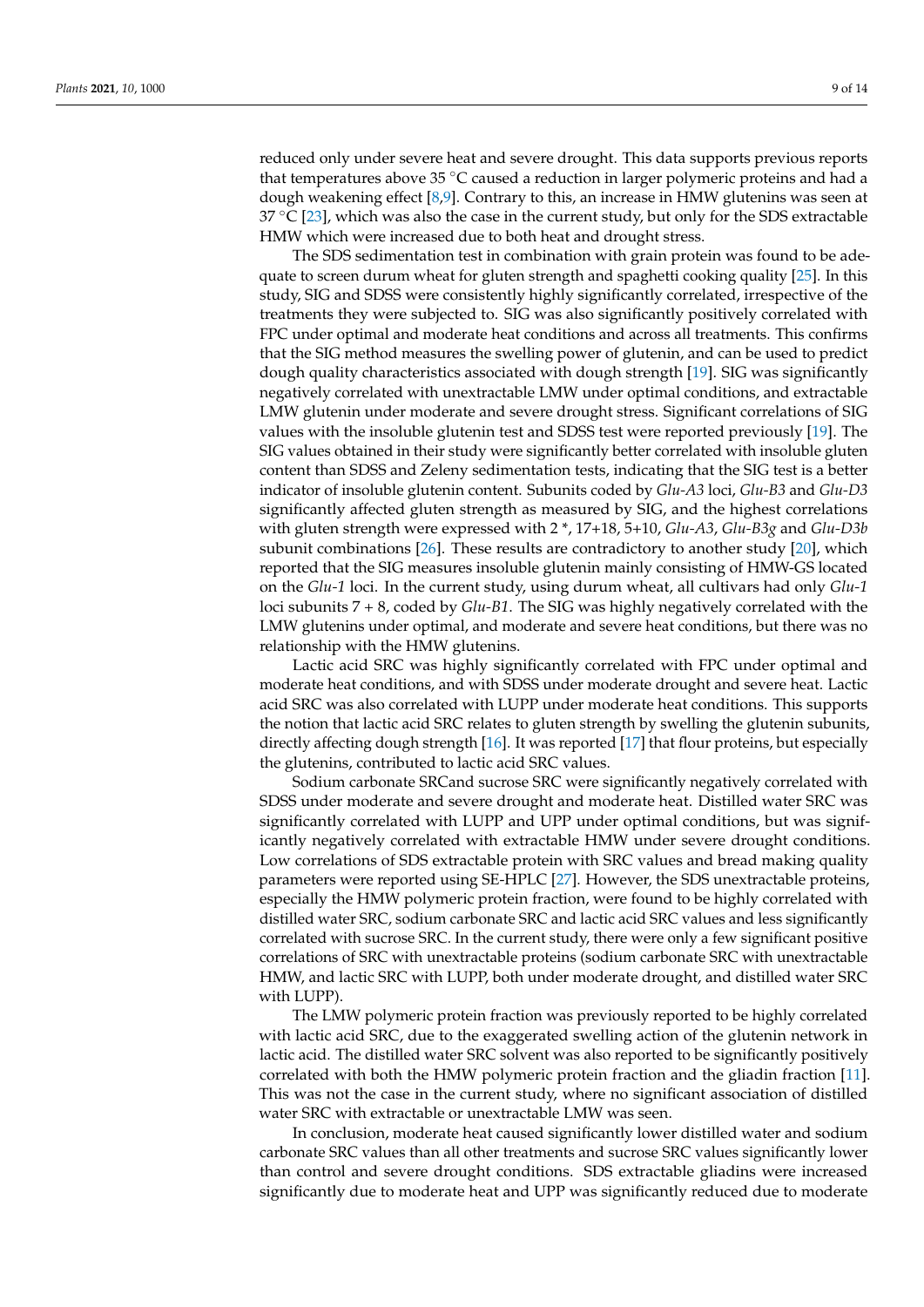reduced only under severe heat and severe drought. This data supports previous reports that temperatures above 35 °C caused a reduction in larger polymeric proteins and had a dough weakening effect [8,9]. Contrary to this, an increase in HMW glutenins was seen at 37 °C [23], which was also the case in the current study, but only for the SDS extractable HMW which were increased due to both heat and drought stress.

The SDS sedimentation test in combination with grain protein was found to be adequate to screen durum wheat for gluten strength and spaghetti cooking quality [25]. In this study, SIG and SDSS were consistently highly significantly correlated, irrespective of the treatments they were subjected to. SIG was also significantly positively correlated with FPC under optimal and moderate heat conditions and across all treatments. This confirms that the SIG method measures the swelling power of glutenin, and can be used to predict dough quality characteristics associated with dough strength [19]. SIG was significantly negatively correlated with unextractable LMW under optimal conditions, and extractable LMW glutenin under moderate and severe drought stress. Significant correlations of SIG values with the insoluble glutenin test and SDSS test were reported previously [19]. The SIG values obtained in their study were significantly better correlated with insoluble gluten content than SDSS and Zeleny sedimentation tests, indicating that the SIG test is a better indicator of insoluble glutenin content. Subunits coded by *Glu-A3* loci, *Glu-B3* and *Glu-D3* significantly affected gluten strength as measured by SIG, and the highest correlations with gluten strength were expressed with 2 *, 17+18, 5+10, *Glu-A3*, *Glu-B3g* and *Glu-D3b* subunit combinations [26]. These results are contradictory to another study [20], which reported that the SIG measures insoluble glutenin mainly consisting of HMW-GS located on the *Glu-1* loci. In the current study, using durum wheat, all cultivars had only *Glu-1* loci subunits 7 + 8, coded by *Glu-B1*. The SIG was highly negatively correlated with the LMW glutenins under optimal, and moderate and severe heat conditions, but there was no relationship with the HMW glutenins.

Lactic acid SRC was highly significantly correlated with FPC under optimal and moderate heat conditions, and with SDSS under moderate drought and severe heat. Lactic acid SRC was also correlated with LUPP under moderate heat conditions. This supports the notion that lactic acid SRC relates to gluten strength by swelling the glutenin subunits, directly affecting dough strength [16]. It was reported [17] that flour proteins, but especially the glutenins, contributed to lactic acid SRC values.

Sodium carbonate SRCand sucrose SRC were significantly negatively correlated with SDSS under moderate and severe drought and moderate heat. Distilled water SRC was significantly correlated with LUPP and UPP under optimal conditions, but was significantly negatively correlated with extractable HMW under severe drought conditions. Low correlations of SDS extractable protein with SRC values and bread making quality parameters were reported using SE-HPLC [27]. However, the SDS unextractable proteins, especially the HMW polymeric protein fraction, were found to be highly correlated with distilled water SRC, sodium carbonate SRC and lactic acid SRC values and less significantly correlated with sucrose SRC. In the current study, there were only a few significant positive correlations of SRC with unextractable proteins (sodium carbonate SRC with unextractable HMW, and lactic SRC with LUPP, both under moderate drought, and distilled water SRC with LUPP).

The LMW polymeric protein fraction was previously reported to be highly correlated with lactic acid SRC, due to the exaggerated swelling action of the glutenin network in lactic acid. The distilled water SRC solvent was also reported to be significantly positively correlated with both the HMW polymeric protein fraction and the gliadin fraction [11]. This was not the case in the current study, where no significant association of distilled water SRC with extractable or unextractable LMW was seen.

In conclusion, moderate heat caused significantly lower distilled water and sodium carbonate SRC values than all other treatments and sucrose SRC values significantly lower than control and severe drought conditions. SDS extractable gliadins were increased significantly due to moderate heat and UPP was significantly reduced due to moderate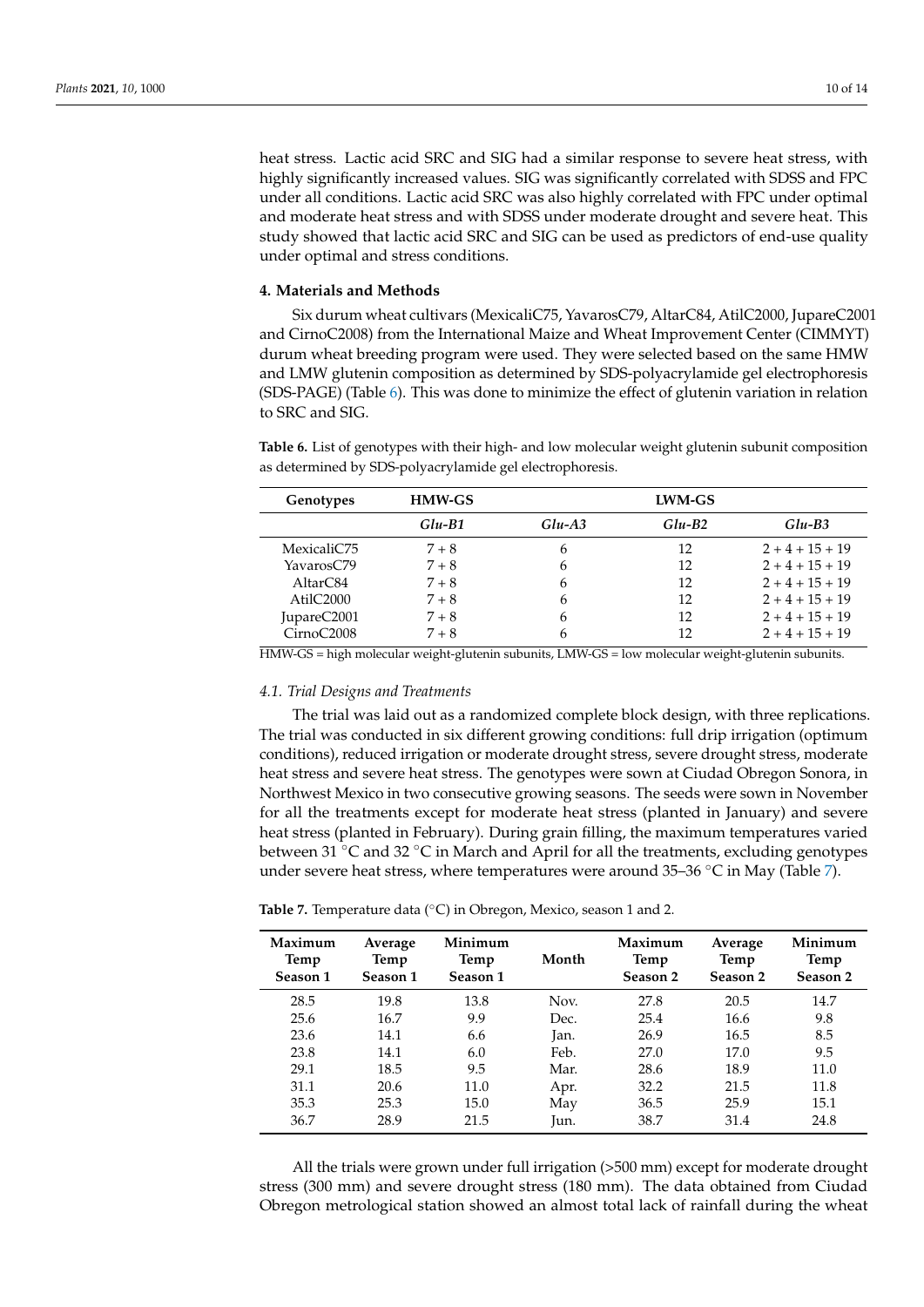heat stress. Lactic acid SRC and SIG had a similar response to severe heat stress, with highly significantly increased values. SIG was significantly correlated with SDSS and FPC under all conditions. Lactic acid SRC was also highly correlated with FPC under optimal and moderate heat stress and with SDSS under moderate drought and severe heat. This study showed that lactic acid SRC and SIG can be used as predictors of end-use quality under optimal and stress conditions.

## 4. Materials and Methods

Six durum wheat cultivars (MexicaliC75, YavarosC79, AltarC84, AtilC2000, JupareC2001 and CirnoC2008) from the International Maize and Wheat Improvement Center (CIMMYT) durum wheat breeding program were used. They were selected based on the same HMW and LMW glutenin composition as determined by SDS-polyacrylamide gel electrophoresis (SDS-PAGE) (Table 6). This was done to minimize the effect of glutenin variation in relation to SRC and SIG.

**Table 6.** List of genotypes with their high- and low molecular weight glutenin subunit composition as determined by SDS-polyacrylamide gel electrophoresis.

| Genotypes | HMW-GS | LWM-GS | | |
|---|---|---|---|---|
| | *Glu-B1* | *Glu-A3* | *Glu-B2* | *Glu-B3* |
| MexicaliC75 | 7 + 8 | 6 | 12 | 2 + 4 + 15 + 19 |
| YavarosC79 | 7 + 8 | 6 | 12 | 2 + 4 + 15 + 19 |
| AltarC84 | 7 + 8 | 6 | 12 | 2 + 4 + 15 + 19 |
| AtilC2000 | 7 + 8 | 6 | 12 | 2 + 4 + 15 + 19 |
| JupareC2001 | 7 + 8 | 6 | 12 | 2 + 4 + 15 + 19 |
| CirnoC2008 | 7 + 8 | 6 | 12 | 2 + 4 + 15 + 19 |

HMW-GS = high molecular weight-glutenin subunits, LMW-GS = low molecular weight-glutenin subunits.

### 4.1. Trial Designs and Treatments

The trial was laid out as a randomized complete block design, with three replications. The trial was conducted in six different growing conditions: full drip irrigation (optimum conditions), reduced irrigation or moderate drought stress, severe drought stress, moderate heat stress and severe heat stress. The genotypes were sown at Ciudad Obregon Sonora, in Northwest Mexico in two consecutive growing seasons. The seeds were sown in November for all the treatments except for moderate heat stress (planted in January) and severe heat stress (planted in February). During grain filling, the maximum temperatures varied between 31 °C and 32 °C in March and April for all the treatments, excluding genotypes under severe heat stress, where temperatures were around 35–36 °C in May (Table 7).

**Table 7.** Temperature data (°C) in Obregon, Mexico, season 1 and 2.

| Maximum Temp Season 1 | Average Temp Season 1 | Minimum Temp Season 1 | Month | Maximum Temp Season 2 | Average Temp Season 2 | Minimum Temp Season 2 |
|---|---|---|---|---|---|---|
| 28.5 | 19.8 | 13.8 | Nov. | 27.8 | 20.5 | 14.7 |
| 25.6 | 16.7 | 9.9 | Dec. | 25.4 | 16.6 | 9.8 |
| 23.6 | 14.1 | 6.6 | Jan. | 26.9 | 16.5 | 8.5 |
| 23.8 | 14.1 | 6.0 | Feb. | 27.0 | 17.0 | 9.5 |
| 29.1 | 18.5 | 9.5 | Mar. | 28.6 | 18.9 | 11.0 |
| 31.1 | 20.6 | 11.0 | Apr. | 32.2 | 21.5 | 11.8 |
| 35.3 | 25.3 | 15.0 | May | 36.5 | 25.9 | 15.1 |
| 36.7 | 28.9 | 21.5 | Jun. | 38.7 | 31.4 | 24.8 |

All the trials were grown under full irrigation (>500 mm) except for moderate drought stress (300 mm) and severe drought stress (180 mm). The data obtained from Ciudad Obregon metrological station showed an almost total lack of rainfall during the wheat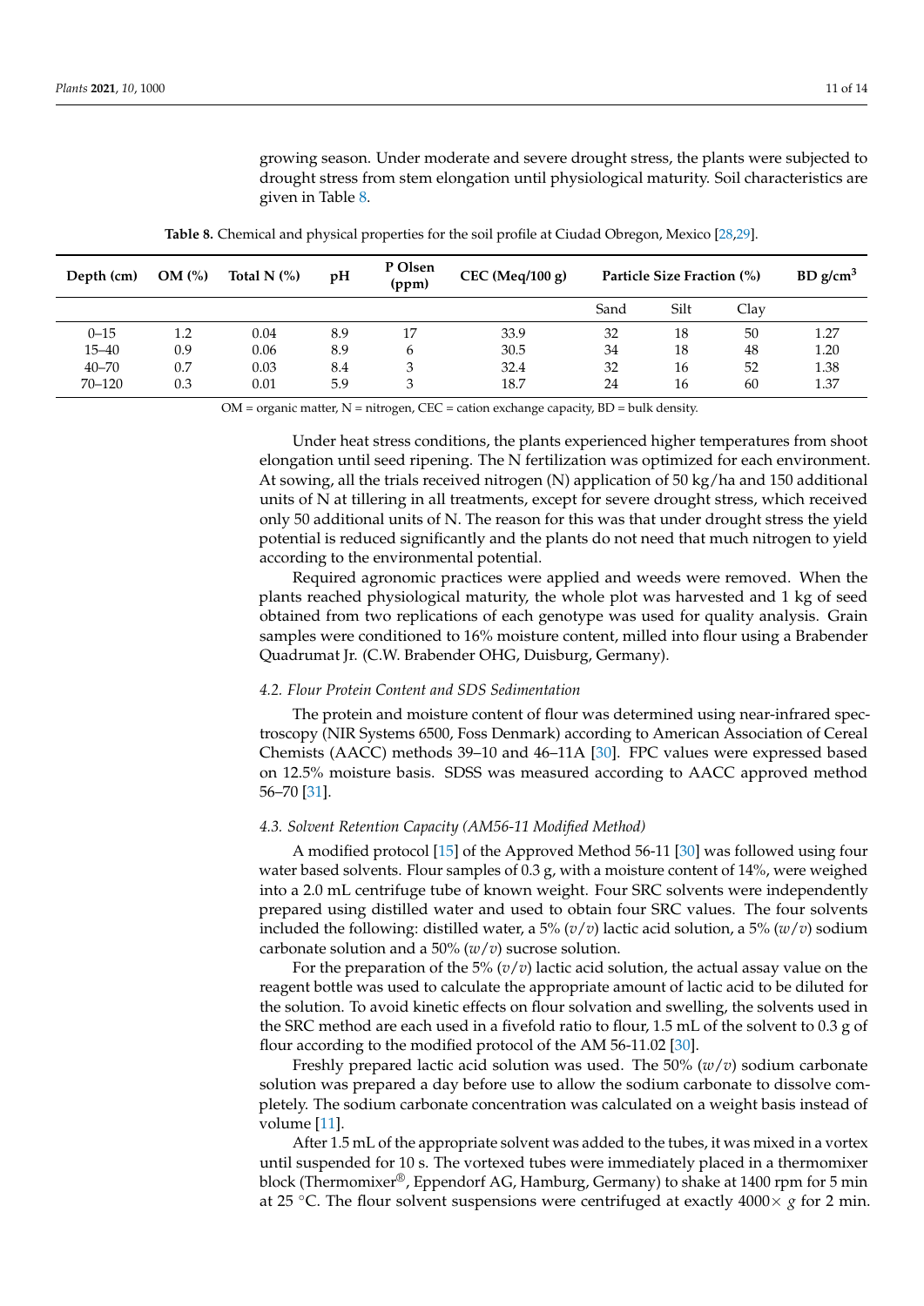growing season. Under moderate and severe drought stress, the plants were subjected to drought stress from stem elongation until physiological maturity. Soil characteristics are given in Table 8.

**Table 8.** Chemical and physical properties for the soil profile at Ciudad Obregon, Mexico [28,29].

| Depth (cm) | OM (%) | Total N (%) | pH | P Olsen (ppm) | CEC (Meq/100 g) | Particle Size Fraction (%) | | | BD g/cm$^3$ |
|---|---|---|---|---|---|---|---|---|---|
| | | | | | | Sand | Silt | Clay | |
| 0–15 | 1.2 | 0.04 | 8.9 | 17 | 33.9 | 32 | 18 | 50 | 1.27 |
| 15–40 | 0.9 | 0.06 | 8.9 | 6 | 30.5 | 34 | 18 | 48 | 1.20 |
| 40–70 | 0.7 | 0.03 | 8.4 | 3 | 32.4 | 32 | 16 | 52 | 1.38 |
| 70–120 | 0.3 | 0.01 | 5.9 | 3 | 18.7 | 24 | 16 | 60 | 1.37 |

OM = organic matter, N = nitrogen, CEC = cation exchange capacity, BD = bulk density.

Under heat stress conditions, the plants experienced higher temperatures from shoot elongation until seed ripening. The N fertilization was optimized for each environment. At sowing, all the trials received nitrogen (N) application of 50 kg/ha and 150 additional units of N at tillering in all treatments, except for severe drought stress, which received only 50 additional units of N. The reason for this was that under drought stress the yield potential is reduced significantly and the plants do not need that much nitrogen to yield according to the environmental potential.

Required agronomic practices were applied and weeds were removed. When the plants reached physiological maturity, the whole plot was harvested and 1 kg of seed obtained from two replications of each genotype was used for quality analysis. Grain samples were conditioned to 16% moisture content, milled into flour using a Brabender Quadrumat Jr. (C.W. Brabender OHG, Duisburg, Germany).

### *4.2. Flour Protein Content and SDS Sedimentation*

The protein and moisture content of flour was determined using near-infrared spectroscopy (NIR Systems 6500, Foss Denmark) according to American Association of Cereal Chemists (AACC) methods 39–10 and 46–11A [30]. FPC values were expressed based on 12.5% moisture basis. SDSS was measured according to AACC approved method 56–70 [31].

### *4.3. Solvent Retention Capacity (AM56-11 Modified Method)*

A modified protocol [15] of the Approved Method 56-11 [30] was followed using four water based solvents. Flour samples of 0.3 g, with a moisture content of 14%, were weighed into a 2.0 mL centrifuge tube of known weight. Four SRC solvents were independently prepared using distilled water and used to obtain four SRC values. The four solvents included the following: distilled water, a 5% ($v/v$) lactic acid solution, a 5% ($w/v$) sodium carbonate solution and a 50% ($w/v$) sucrose solution.

For the preparation of the 5% ($v/v$) lactic acid solution, the actual assay value on the reagent bottle was used to calculate the appropriate amount of lactic acid to be diluted for the solution. To avoid kinetic effects on flour solvation and swelling, the solvents used in the SRC method are each used in a fivefold ratio to flour, 1.5 mL of the solvent to 0.3 g of flour according to the modified protocol of the AM 56-11.02 [30].

Freshly prepared lactic acid solution was used. The 50% ($w/v$) sodium carbonate solution was prepared a day before use to allow the sodium carbonate to dissolve completely. The sodium carbonate concentration was calculated on a weight basis instead of volume [11].

After 1.5 mL of the appropriate solvent was added to the tubes, it was mixed in a vortex until suspended for 10 s. The vortexed tubes were immediately placed in a thermomixer block (Thermomixer®, Eppendorf AG, Hamburg, Germany) to shake at 1400 rpm for 5 min at 25 °C. The flour solvent suspensions were centrifuged at exactly 4000× $g$ for 2 min.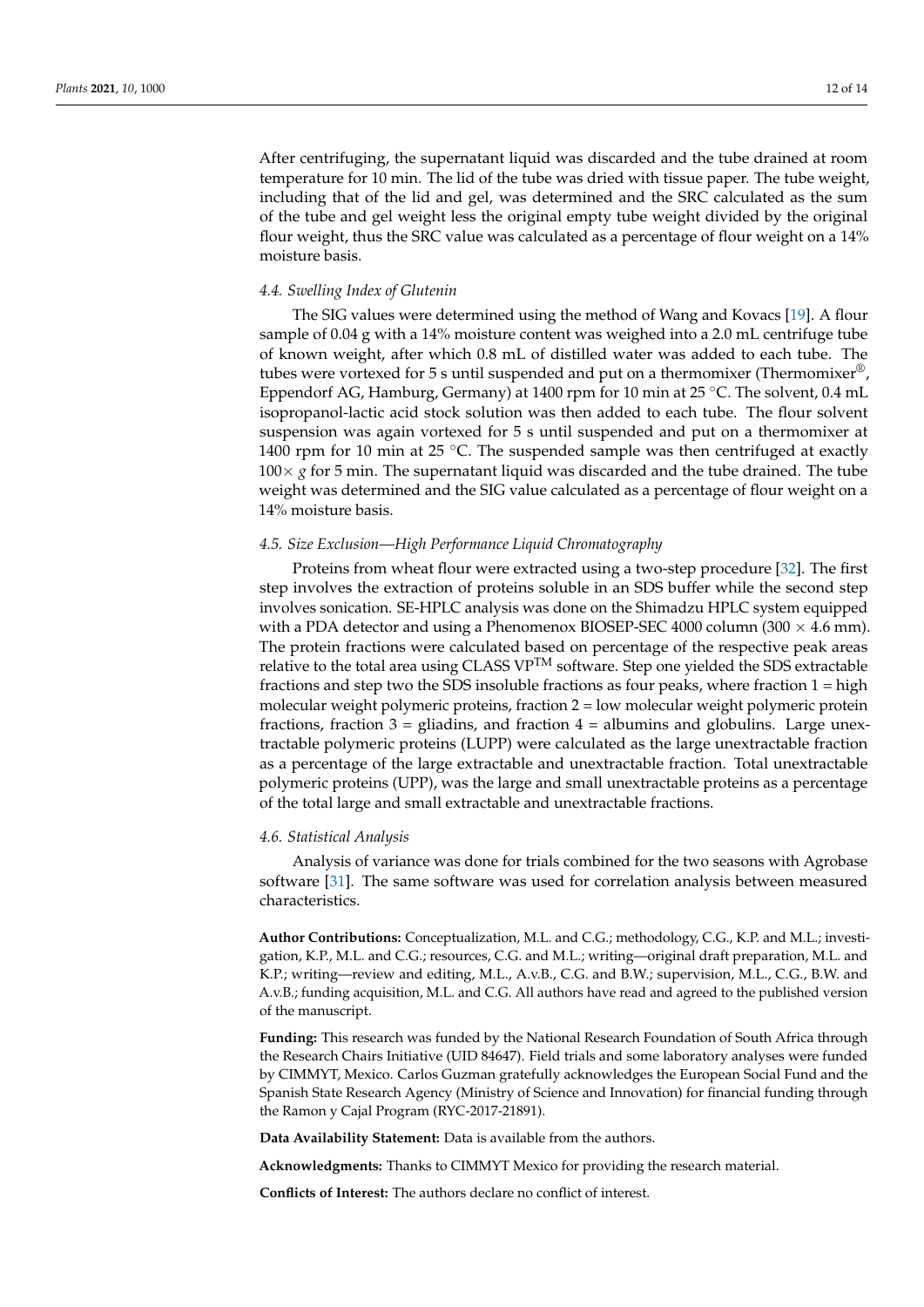After centrifuging, the supernatant liquid was discarded and the tube drained at room temperature for 10 min. The lid of the tube was dried with tissue paper. The tube weight, including that of the lid and gel, was determined and the SRC calculated as the sum of the tube and gel weight less the original empty tube weight divided by the original flour weight, thus the SRC value was calculated as a percentage of flour weight on a 14% moisture basis.

### 4.4. Swelling Index of Glutenin

The SIG values were determined using the method of Wang and Kovacs [19]. A flour sample of 0.04 g with a 14% moisture content was weighed into a 2.0 mL centrifuge tube of known weight, after which 0.8 mL of distilled water was added to each tube. The tubes were vortexed for 5 s until suspended and put on a thermomixer (Thermomixer®, Eppendorf AG, Hamburg, Germany) at 1400 rpm for 10 min at 25 °C. The solvent, 0.4 mL isopropanol-lactic acid stock solution was then added to each tube. The flour solvent suspension was again vortexed for 5 s until suspended and put on a thermomixer at 1400 rpm for 10 min at 25 °C. The suspended sample was then centrifuged at exactly $100\times$ *g* for 5 min. The supernatant liquid was discarded and the tube drained. The tube weight was determined and the SIG value calculated as a percentage of flour weight on a 14% moisture basis.

### 4.5. Size Exclusion—High Performance Liquid Chromatography

Proteins from wheat flour were extracted using a two-step procedure [32]. The first step involves the extraction of proteins soluble in an SDS buffer while the second step involves sonication. SE-HPLC analysis was done on the Shimadzu HPLC system equipped with a PDA detector and using a Phenomenox BIOSEP-SEC 4000 column ($300 \times 4.6$ mm). The protein fractions were calculated based on percentage of the respective peak areas relative to the total area using CLASS VP™ software. Step one yielded the SDS extractable fractions and step two the SDS insoluble fractions as four peaks, where fraction 1 = high molecular weight polymeric proteins, fraction 2 = low molecular weight polymeric protein fractions, fraction 3 = gliadins, and fraction 4 = albumins and globulins. Large unextractable polymeric proteins (LUPP) were calculated as the large unextractable fraction as a percentage of the large extractable and unextractable fraction. Total unextractable polymeric proteins (UPP), was the large and small unextractable proteins as a percentage of the total large and small extractable and unextractable fractions.

### 4.6. Statistical Analysis

Analysis of variance was done for trials combined for the two seasons with Agrobase software [31]. The same software was used for correlation analysis between measured characteristics.

**Author Contributions:** Conceptualization, M.L. and C.G.; methodology, C.G., K.P. and M.L.; investigation, K.P., M.L. and C.G.; resources, C.G. and M.L.; writing—original draft preparation, M.L. and K.P.; writing—review and editing, M.L., A.v.B., C.G. and B.W.; supervision, M.L., C.G., B.W. and A.v.B.; funding acquisition, M.L. and C.G. All authors have read and agreed to the published version of the manuscript.

**Funding:** This research was funded by the National Research Foundation of South Africa through the Research Chairs Initiative (UID 84647). Field trials and some laboratory analyses were funded by CIMMYT, Mexico. Carlos Guzman gratefully acknowledges the European Social Fund and the Spanish State Research Agency (Ministry of Science and Innovation) for financial funding through the Ramon y Cajal Program (RYC-2017-21891).

**Data Availability Statement:** Data is available from the authors.

**Acknowledgments:** Thanks to CIMMYT Mexico for providing the research material.

**Conflicts of Interest:** The authors declare no conflict of interest.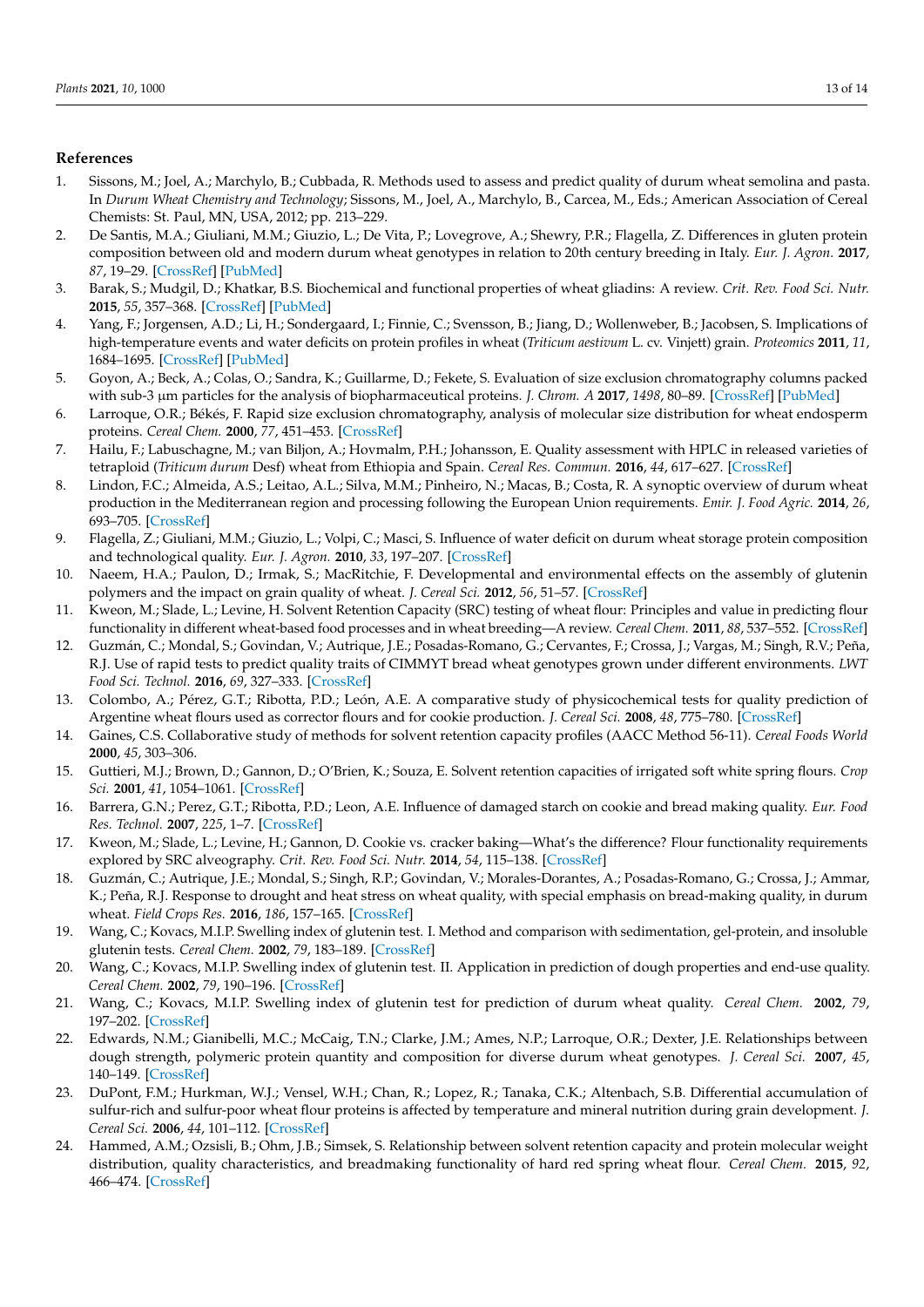## References

1. Sissons, M.; Joel, A.; Marchylo, B.; Cubbada, R. Methods used to assess and predict quality of durum wheat semolina and pasta. In *Durum Wheat Chemistry and Technology*; Sissons, M., Joel, A., Marchylo, B., Carcea, M., Eds.; American Association of Cereal Chemists: St. Paul, MN, USA, 2012; pp. 213–229.
2. De Santis, M.A.; Giuliani, M.M.; Giuzio, L.; De Vita, P.; Lovegrove, A.; Shewry, P.R.; Flagella, Z. Differences in gluten protein composition between old and modern durum wheat genotypes in relation to 20th century breeding in Italy. *Eur. J. Agron.* **2017**, *87*, 19–29. [CrossRef] [PubMed]
3. Barak, S.; Mudgil, D.; Khatkar, B.S. Biochemical and functional properties of wheat gliadins: A review. *Crit. Rev. Food Sci. Nutr.* **2015**, *55*, 357–368. [CrossRef] [PubMed]
4. Yang, F.; Jorgensen, A.D.; Li, H.; Sondergaard, I.; Finnie, C.; Svensson, B.; Jiang, D.; Wollenweber, B.; Jacobsen, S. Implications of high-temperature events and water deficits on protein profiles in wheat (*Triticum aestivum* L. cv. Vinjett) grain. *Proteomics* **2011**, *11*, 1684–1695. [CrossRef] [PubMed]
5. Goyon, A.; Beck, A.; Colas, O.; Sandra, K.; Guillarme, D.; Fekete, S. Evaluation of size exclusion chromatography columns packed with sub-3 µm particles for the analysis of biopharmaceutical proteins. *J. Chrom. A* **2017**, *1498*, 80–89. [CrossRef] [PubMed]
6. Larroque, O.R.; Békés, F. Rapid size exclusion chromatography, analysis of molecular size distribution for wheat endosperm proteins. *Cereal Chem.* **2000**, *77*, 451–453. [CrossRef]
7. Hailu, F.; Labuschagne, M.; van Biljon, A.; Hovmalm, P.H.; Johansson, E. Quality assessment with HPLC in released varieties of tetraploid (*Triticum durum* Desf) wheat from Ethiopia and Spain. *Cereal Res. Commun.* **2016**, *44*, 617–627. [CrossRef]
8. Lindon, F.C.; Almeida, A.S.; Leitao, A.L.; Silva, M.M.; Pinheiro, N.; Macas, B.; Costa, R. A synoptic overview of durum wheat production in the Mediterranean region and processing following the European Union requirements. *Emir. J. Food Agric.* **2014**, *26*, 693–705. [CrossRef]
9. Flagella, Z.; Giuliani, M.M.; Giuzio, L.; Volpi, C.; Masci, S. Influence of water deficit on durum wheat storage protein composition and technological quality. *Eur. J. Agron.* **2010**, *33*, 197–207. [CrossRef]
10. Naeem, H.A.; Paulon, D.; Irmak, S.; MacRitchie, F. Developmental and environmental effects on the assembly of glutenin polymers and the impact on grain quality of wheat. *J. Cereal Sci.* **2012**, *56*, 51–57. [CrossRef]
11. Kweon, M.; Slade, L.; Levine, H. Solvent Retention Capacity (SRC) testing of wheat flour: Principles and value in predicting flour functionality in different wheat-based food processes and in wheat breeding—A review. *Cereal Chem.* **2011**, *88*, 537–552. [CrossRef]
12. Guzmán, C.; Mondal, S.; Govindan, V.; Autrique, J.E.; Posadas-Romano, G.; Cervantes, F.; Crossa, J.; Vargas, M.; Singh, R.V.; Peña, R.J. Use of rapid tests to predict quality traits of CIMMYT bread wheat genotypes grown under different environments. *LWT Food Sci. Technol.* **2016**, *69*, 327–333. [CrossRef]
13. Colombo, A.; Pérez, G.T.; Ribotta, P.D.; León, A.E. A comparative study of physicochemical tests for quality prediction of Argentine wheat flours used as corrector flours and for cookie production. *J. Cereal Sci.* **2008**, *48*, 775–780. [CrossRef]
14. Gaines, C.S. Collaborative study of methods for solvent retention capacity profiles (AACC Method 56-11). *Cereal Foods World* **2000**, *45*, 303–306.
15. Guttieri, M.J.; Brown, D.; Gannon, D.; O'Brien, K.; Souza, E. Solvent retention capacities of irrigated soft white spring flours. *Crop Sci.* **2001**, *41*, 1054–1061. [CrossRef]
16. Barrera, G.N.; Perez, G.T.; Ribotta, P.D.; Leon, A.E. Influence of damaged starch on cookie and bread making quality. *Eur. Food Res. Technol.* **2007**, *225*, 1–7. [CrossRef]
17. Kweon, M.; Slade, L.; Levine, H.; Gannon, D. Cookie vs. cracker baking—What's the difference? Flour functionality requirements explored by SRC alveography. *Crit. Rev. Food Sci. Nutr.* **2014**, *54*, 115–138. [CrossRef]
18. Guzmán, C.; Autrique, J.E.; Mondal, S.; Singh, R.P.; Govindan, V.; Morales-Dorantes, A.; Posadas-Romano, G.; Crossa, J.; Ammar, K.; Peña, R.J. Response to drought and heat stress on wheat quality, with special emphasis on bread-making quality, in durum wheat. *Field Crops Res.* **2016**, *186*, 157–165. [CrossRef]
19. Wang, C.; Kovacs, M.I.P. Swelling index of glutenin test. I. Method and comparison with sedimentation, gel-protein, and insoluble glutenin tests. *Cereal Chem.* **2002**, *79*, 183–189. [CrossRef]
20. Wang, C.; Kovacs, M.I.P. Swelling index of glutenin test. II. Application in prediction of dough properties and end-use quality. *Cereal Chem.* **2002**, *79*, 190–196. [CrossRef]
21. Wang, C.; Kovacs, M.I.P. Swelling index of glutenin test for prediction of durum wheat quality. *Cereal Chem.* **2002**, *79*, 197–202. [CrossRef]
22. Edwards, N.M.; Gianibelli, M.C.; McCaig, T.N.; Clarke, J.M.; Ames, N.P.; Larroque, O.R.; Dexter, J.E. Relationships between dough strength, polymeric protein quantity and composition for diverse durum wheat genotypes. *J. Cereal Sci.* **2007**, *45*, 140–149. [CrossRef]
23. DuPont, F.M.; Hurkman, W.J.; Vensel, W.H.; Chan, R.; Lopez, R.; Tanaka, C.K.; Altenbach, S.B. Differential accumulation of sulfur-rich and sulfur-poor wheat flour proteins is affected by temperature and mineral nutrition during grain development. *J. Cereal Sci.* **2006**, *44*, 101–112. [CrossRef]
24. Hammed, A.M.; Ozsisli, B.; Ohm, J.B.; Simsek, S. Relationship between solvent retention capacity and protein molecular weight distribution, quality characteristics, and breadmaking functionality of hard red spring wheat flour. *Cereal Chem.* **2015**, *92*, 466–474. [CrossRef]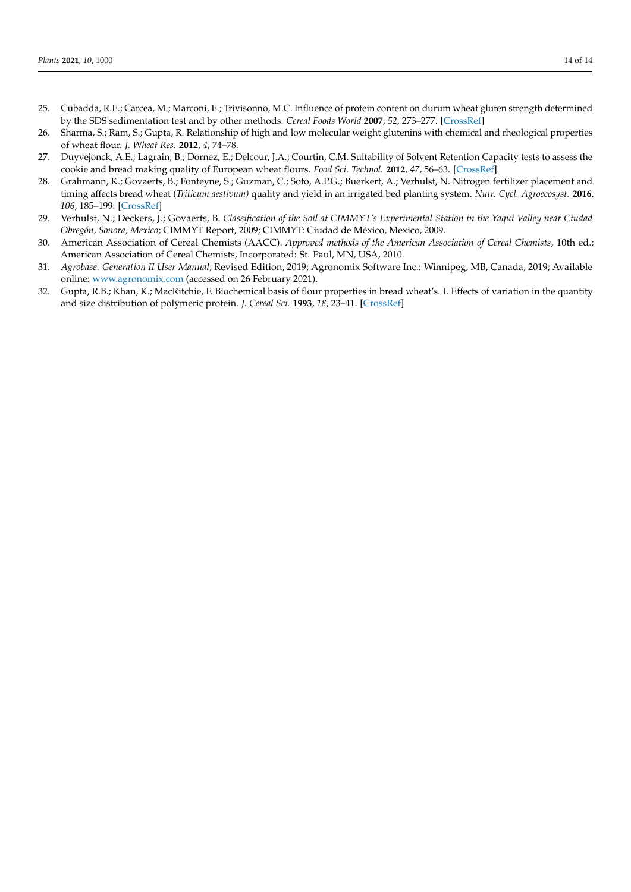25. Cubadda, R.E.; Carcea, M.; Marconi, E.; Trivisonno, M.C. Influence of protein content on durum wheat gluten strength determined by the SDS sedimentation test and by other methods. *Cereal Foods World* **2007**, *52*, 273–277. [CrossRef]
26. Sharma, S.; Ram, S.; Gupta, R. Relationship of high and low molecular weight glutenins with chemical and rheological properties of wheat flour. *J. Wheat Res.* **2012**, *4*, 74–78.
27. Duyvejonck, A.E.; Lagrain, B.; Dornez, E.; Delcour, J.A.; Courtin, C.M. Suitability of Solvent Retention Capacity tests to assess the cookie and bread making quality of European wheat flours. *Food Sci. Technol.* **2012**, *47*, 56–63. [CrossRef]
28. Grahmann, K.; Govaerts, B.; Fonteyne, S.; Guzman, C.; Soto, A.P.G.; Buerkert, A.; Verhulst, N. Nitrogen fertilizer placement and timing affects bread wheat (*Triticum aestivum)* quality and yield in an irrigated bed planting system. *Nutr. Cycl. Agroecosyst.* **2016**, *106*, 185–199. [CrossRef]
29. Verhulst, N.; Deckers, J.; Govaerts, B. *Classification of the Soil at CIMMYT's Experimental Station in the Yaqui Valley near Ciudad Obregón, Sonora, Mexico*; CIMMYT Report, 2009; CIMMYT: Ciudad de México, Mexico, 2009.
30. American Association of Cereal Chemists (AACC). *Approved methods of the American Association of Cereal Chemists*, 10th ed.; American Association of Cereal Chemists, Incorporated: St. Paul, MN, USA, 2010.
31. *Agrobase. Generation II User Manual*; Revised Edition, 2019; Agronomix Software Inc.: Winnipeg, MB, Canada, 2019; Available online: www.agronomix.com (accessed on 26 February 2021).
32. Gupta, R.B.; Khan, K.; MacRitchie, F. Biochemical basis of flour properties in bread wheat's. I. Effects of variation in the quantity and size distribution of polymeric protein. *J. Cereal Sci.* **1993**, *18*, 23–41. [CrossRef]